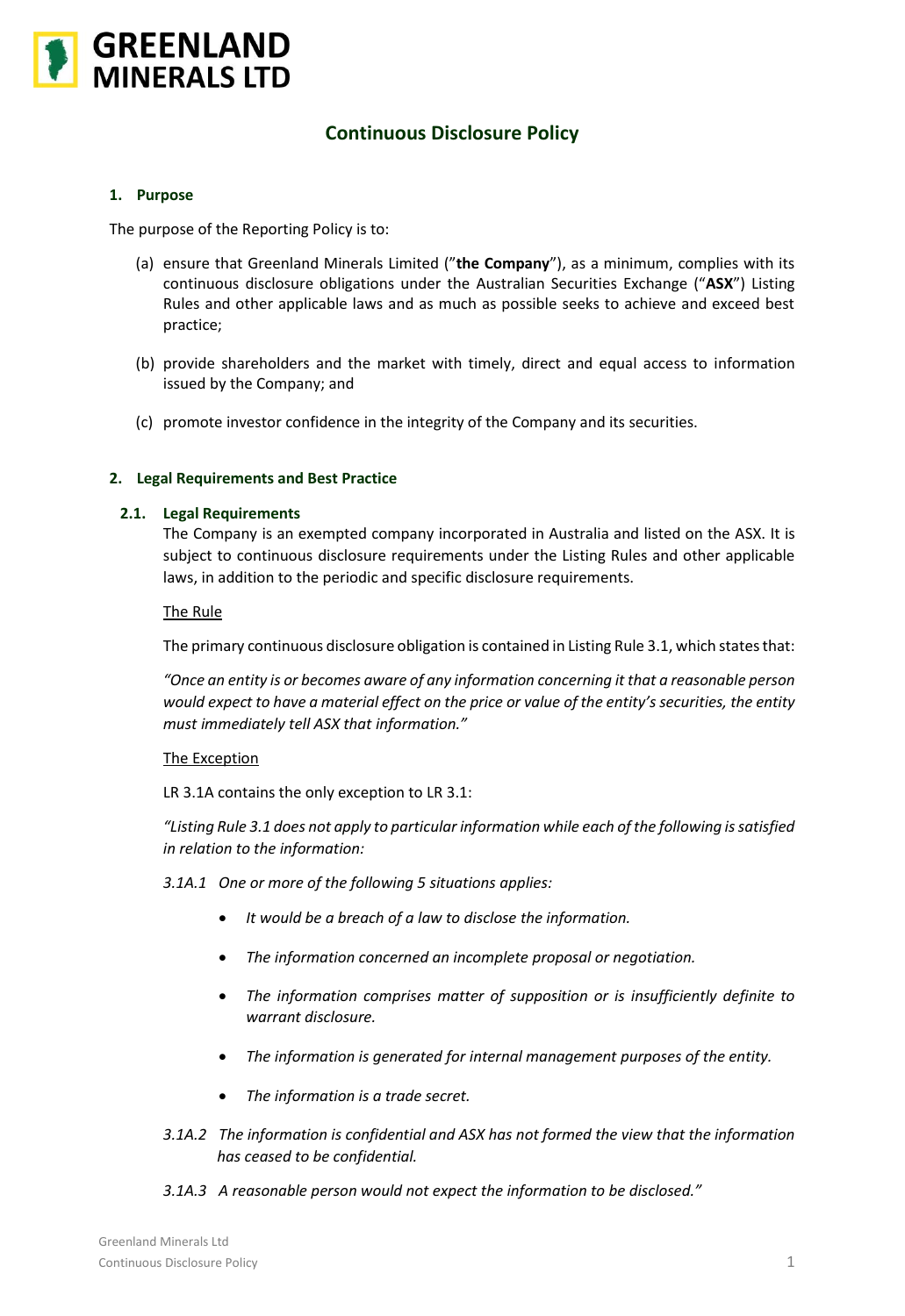# Continuous Disclosure Policy

## 1. Purpose

The purpose of the Reporting Policy is to:

(a) ensure that Greenland Minerals Limited ("**the Company**"), as a minimum, complies with its continuous disclosure obligations under the Australian Securities Exchange ("**ASX**") Listing Rules and other applicable laws and as much as possible seeks to achieve and exceed best practice;

(b) provide shareholders and the market with timely, direct and equal access to information issued by the Company; and

(c) promote investor confidence in the integrity of the Company and its securities.

## 2. Legal Requirements and Best Practice

### 2.1. Legal Requirements

The Company is an exempted company incorporated in Australia and listed on the ASX. It is subject to continuous disclosure requirements under the Listing Rules and other applicable laws, in addition to the periodic and specific disclosure requirements.

The Rule

The primary continuous disclosure obligation is contained in Listing Rule 3.1, which states that:

*"Once an entity is or becomes aware of any information concerning it that a reasonable person would expect to have a material effect on the price or value of the entity's securities, the entity must immediately tell ASX that information."*

The Exception

LR 3.1A contains the only exception to LR 3.1:

*"Listing Rule 3.1 does not apply to particular information while each of the following is satisfied in relation to the information:*

*3.1A.1 One or more of the following 5 situations applies:*

- *It would be a breach of a law to disclose the information.*
- *The information concerned an incomplete proposal or negotiation.*
- *The information comprises matter of supposition or is insufficiently definite to warrant disclosure.*
- *The information is generated for internal management purposes of the entity.*
- *The information is a trade secret.*

*3.1A.2 The information is confidential and ASX has not formed the view that the information has ceased to be confidential.*

*3.1A.3 A reasonable person would not expect the information to be disclosed."*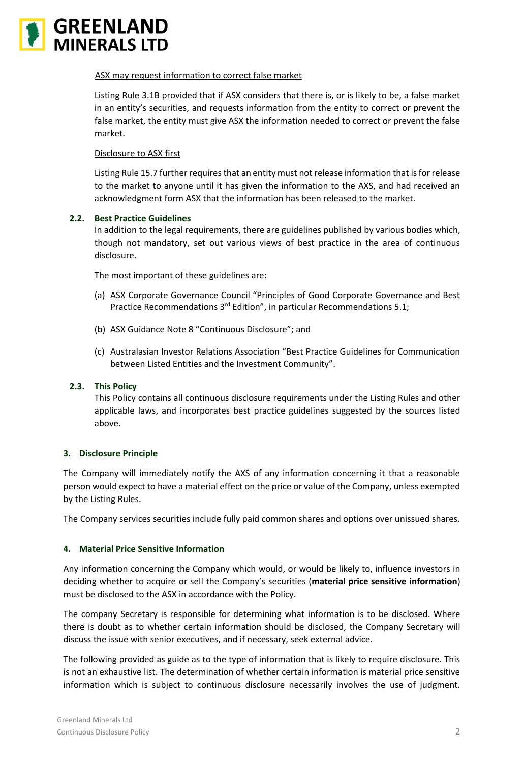<u>ASX may request information to correct false market</u>

Listing Rule 3.1B provided that if ASX considers that there is, or is likely to be, a false market in an entity's securities, and requests information from the entity to correct or prevent the false market, the entity must give ASX the information needed to correct or prevent the false market.

<u>Disclosure to ASX first</u>

Listing Rule 15.7 further requires that an entity must not release information that is for release to the market to anyone until it has given the information to the AXS, and had received an acknowledgment form ASX that the information has been released to the market.

### 2.2. Best Practice Guidelines

In addition to the legal requirements, there are guidelines published by various bodies which, though not mandatory, set out various views of best practice in the area of continuous disclosure.

The most important of these guidelines are:

(a) ASX Corporate Governance Council "Principles of Good Corporate Governance and Best Practice Recommendations 3rd Edition", in particular Recommendations 5.1;

(b) ASX Guidance Note 8 "Continuous Disclosure"; and

(c) Australasian Investor Relations Association "Best Practice Guidelines for Communication between Listed Entities and the Investment Community".

### 2.3. This Policy

This Policy contains all continuous disclosure requirements under the Listing Rules and other applicable laws, and incorporates best practice guidelines suggested by the sources listed above.

## 3. Disclosure Principle

The Company will immediately notify the AXS of any information concerning it that a reasonable person would expect to have a material effect on the price or value of the Company, unless exempted by the Listing Rules.

The Company services securities include fully paid common shares and options over unissued shares.

## 4. Material Price Sensitive Information

Any information concerning the Company which would, or would be likely to, influence investors in deciding whether to acquire or sell the Company's securities (**material price sensitive information**) must be disclosed to the ASX in accordance with the Policy.

The company Secretary is responsible for determining what information is to be disclosed. Where there is doubt as to whether certain information should be disclosed, the Company Secretary will discuss the issue with senior executives, and if necessary, seek external advice.

The following provided as guide as to the type of information that is likely to require disclosure. This is not an exhaustive list. The determination of whether certain information is material price sensitive information which is subject to continuous disclosure necessarily involves the use of judgment.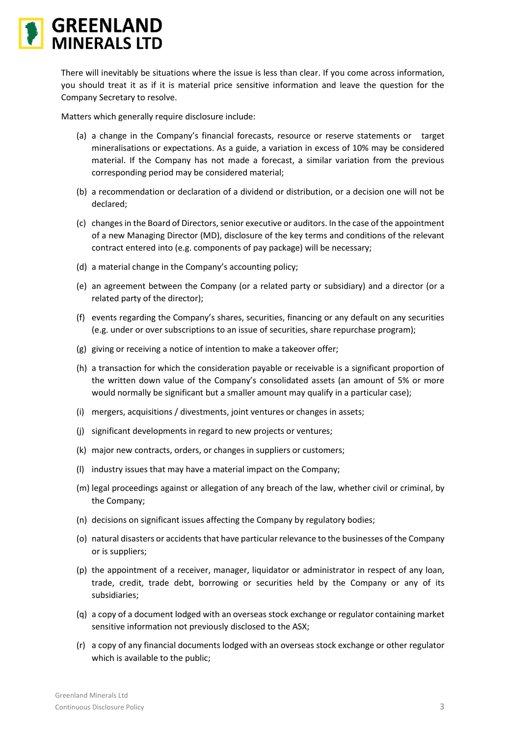There will inevitably be situations where the issue is less than clear. If you come across information, you should treat it as if it is material price sensitive information and leave the question for the Company Secretary to resolve.

Matters which generally require disclosure include:

(a) a change in the Company's financial forecasts, resource or reserve statements or target mineralisations or expectations. As a guide, a variation in excess of 10% may be considered material. If the Company has not made a forecast, a similar variation from the previous corresponding period may be considered material;

(b) a recommendation or declaration of a dividend or distribution, or a decision one will not be declared;

(c) changes in the Board of Directors, senior executive or auditors. In the case of the appointment of a new Managing Director (MD), disclosure of the key terms and conditions of the relevant contract entered into (e.g. components of pay package) will be necessary;

(d) a material change in the Company's accounting policy;

(e) an agreement between the Company (or a related party or subsidiary) and a director (or a related party of the director);

(f) events regarding the Company's shares, securities, financing or any default on any securities (e.g. under or over subscriptions to an issue of securities, share repurchase program);

(g) giving or receiving a notice of intention to make a takeover offer;

(h) a transaction for which the consideration payable or receivable is a significant proportion of the written down value of the Company's consolidated assets (an amount of 5% or more would normally be significant but a smaller amount may qualify in a particular case);

(i) mergers, acquisitions / divestments, joint ventures or changes in assets;

(j) significant developments in regard to new projects or ventures;

(k) major new contracts, orders, or changes in suppliers or customers;

(l) industry issues that may have a material impact on the Company;

(m) legal proceedings against or allegation of any breach of the law, whether civil or criminal, by the Company;

(n) decisions on significant issues affecting the Company by regulatory bodies;

(o) natural disasters or accidents that have particular relevance to the businesses of the Company or is suppliers;

(p) the appointment of a receiver, manager, liquidator or administrator in respect of any loan, trade, credit, trade debt, borrowing or securities held by the Company or any of its subsidiaries;

(q) a copy of a document lodged with an overseas stock exchange or regulator containing market sensitive information not previously disclosed to the ASX;

(r) a copy of any financial documents lodged with an overseas stock exchange or other regulator which is available to the public;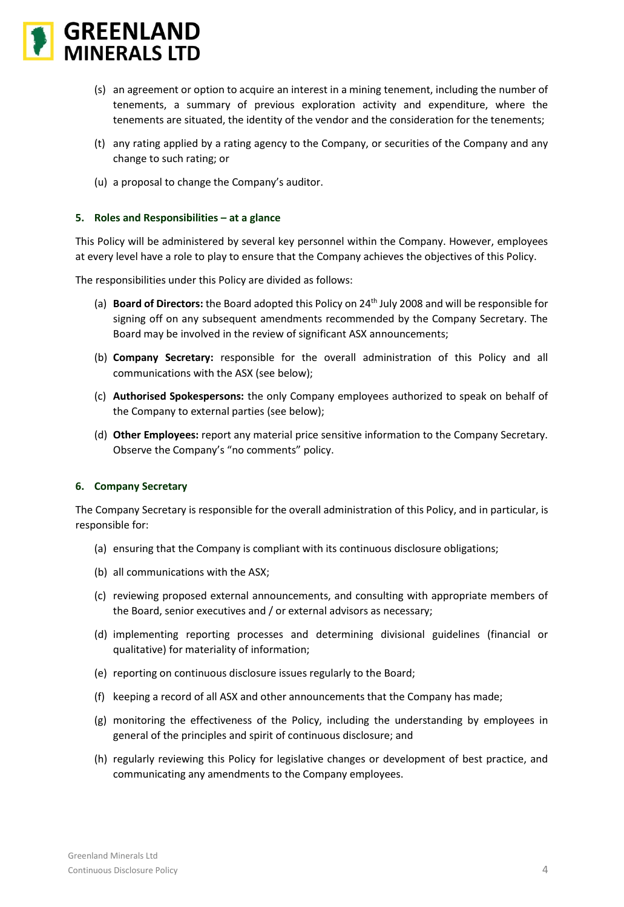(s) an agreement or option to acquire an interest in a mining tenement, including the number of tenements, a summary of previous exploration activity and expenditure, where the tenements are situated, the identity of the vendor and the consideration for the tenements;

(t) any rating applied by a rating agency to the Company, or securities of the Company and any change to such rating; or

(u) a proposal to change the Company's auditor.

## 5. Roles and Responsibilities – at a glance

This Policy will be administered by several key personnel within the Company. However, employees at every level have a role to play to ensure that the Company achieves the objectives of this Policy.

The responsibilities under this Policy are divided as follows:

(a) **Board of Directors:** the Board adopted this Policy on 24th July 2008 and will be responsible for signing off on any subsequent amendments recommended by the Company Secretary. The Board may be involved in the review of significant ASX announcements;

(b) **Company Secretary:** responsible for the overall administration of this Policy and all communications with the ASX (see below);

(c) **Authorised Spokespersons:** the only Company employees authorized to speak on behalf of the Company to external parties (see below);

(d) **Other Employees:** report any material price sensitive information to the Company Secretary. Observe the Company's "no comments" policy.

## 6. Company Secretary

The Company Secretary is responsible for the overall administration of this Policy, and in particular, is responsible for:

(a) ensuring that the Company is compliant with its continuous disclosure obligations;

(b) all communications with the ASX;

(c) reviewing proposed external announcements, and consulting with appropriate members of the Board, senior executives and / or external advisors as necessary;

(d) implementing reporting processes and determining divisional guidelines (financial or qualitative) for materiality of information;

(e) reporting on continuous disclosure issues regularly to the Board;

(f) keeping a record of all ASX and other announcements that the Company has made;

(g) monitoring the effectiveness of the Policy, including the understanding by employees in general of the principles and spirit of continuous disclosure; and

(h) regularly reviewing this Policy for legislative changes or development of best practice, and communicating any amendments to the Company employees.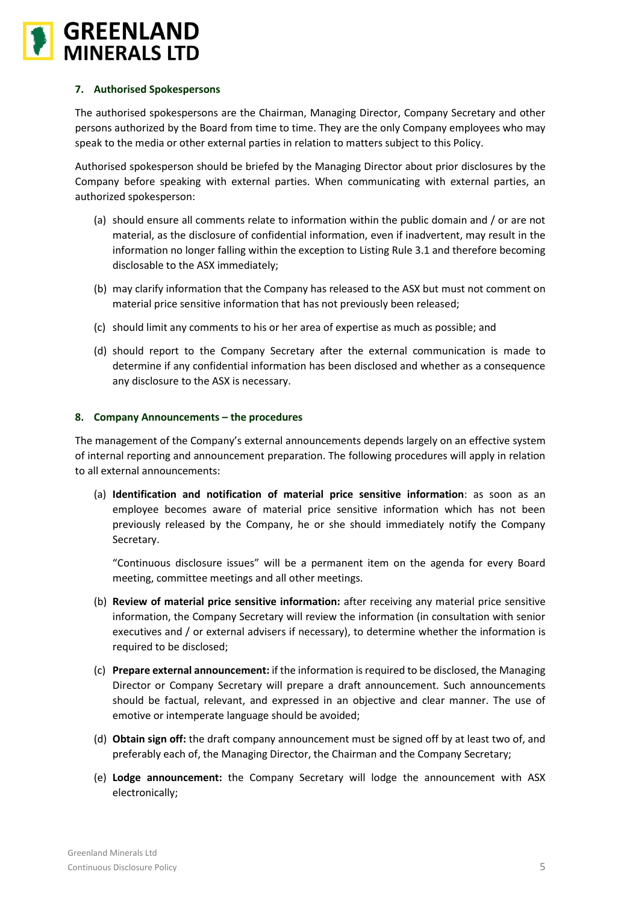### 7. Authorised Spokespersons

The authorised spokespersons are the Chairman, Managing Director, Company Secretary and other persons authorized by the Board from time to time. They are the only Company employees who may speak to the media or other external parties in relation to matters subject to this Policy.

Authorised spokesperson should be briefed by the Managing Director about prior disclosures by the Company before speaking with external parties. When communicating with external parties, an authorized spokesperson:

(a) should ensure all comments relate to information within the public domain and / or are not material, as the disclosure of confidential information, even if inadvertent, may result in the information no longer falling within the exception to Listing Rule 3.1 and therefore becoming disclosable to the ASX immediately;

(b) may clarify information that the Company has released to the ASX but must not comment on material price sensitive information that has not previously been released;

(c) should limit any comments to his or her area of expertise as much as possible; and

(d) should report to the Company Secretary after the external communication is made to determine if any confidential information has been disclosed and whether as a consequence any disclosure to the ASX is necessary.

### 8. Company Announcements – the procedures

The management of the Company's external announcements depends largely on an effective system of internal reporting and announcement preparation. The following procedures will apply in relation to all external announcements:

(a) **Identification and notification of material price sensitive information**: as soon as an employee becomes aware of material price sensitive information which has not been previously released by the Company, he or she should immediately notify the Company Secretary.

"Continuous disclosure issues" will be a permanent item on the agenda for every Board meeting, committee meetings and all other meetings.

(b) **Review of material price sensitive information:** after receiving any material price sensitive information, the Company Secretary will review the information (in consultation with senior executives and / or external advisers if necessary), to determine whether the information is required to be disclosed;

(c) **Prepare external announcement:** if the information is required to be disclosed, the Managing Director or Company Secretary will prepare a draft announcement. Such announcements should be factual, relevant, and expressed in an objective and clear manner. The use of emotive or intemperate language should be avoided;

(d) **Obtain sign off:** the draft company announcement must be signed off by at least two of, and preferably each of, the Managing Director, the Chairman and the Company Secretary;

(e) **Lodge announcement:** the Company Secretary will lodge the announcement with ASX electronically;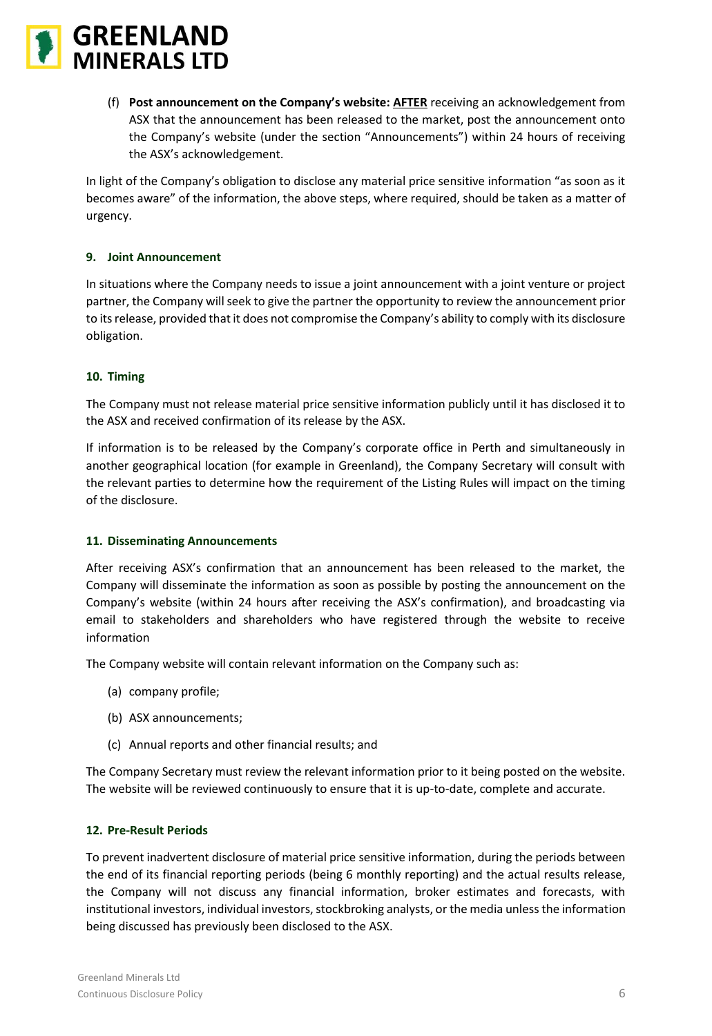(f) **Post announcement on the Company's website:** **<u>AFTER</u>** receiving an acknowledgement from ASX that the announcement has been released to the market, post the announcement onto the Company's website (under the section "Announcements") within 24 hours of receiving the ASX's acknowledgement.

In light of the Company's obligation to disclose any material price sensitive information "as soon as it becomes aware" of the information, the above steps, where required, should be taken as a matter of urgency.

### 9. Joint Announcement

In situations where the Company needs to issue a joint announcement with a joint venture or project partner, the Company will seek to give the partner the opportunity to review the announcement prior to its release, provided that it does not compromise the Company's ability to comply with its disclosure obligation.

### 10. Timing

The Company must not release material price sensitive information publicly until it has disclosed it to the ASX and received confirmation of its release by the ASX.

If information is to be released by the Company's corporate office in Perth and simultaneously in another geographical location (for example in Greenland), the Company Secretary will consult with the relevant parties to determine how the requirement of the Listing Rules will impact on the timing of the disclosure.

### 11. Disseminating Announcements

After receiving ASX's confirmation that an announcement has been released to the market, the Company will disseminate the information as soon as possible by posting the announcement on the Company's website (within 24 hours after receiving the ASX's confirmation), and broadcasting via email to stakeholders and shareholders who have registered through the website to receive information

The Company website will contain relevant information on the Company such as:

(a) company profile;

(b) ASX announcements;

(c) Annual reports and other financial results; and

The Company Secretary must review the relevant information prior to it being posted on the website. The website will be reviewed continuously to ensure that it is up-to-date, complete and accurate.

### 12. Pre-Result Periods

To prevent inadvertent disclosure of material price sensitive information, during the periods between the end of its financial reporting periods (being 6 monthly reporting) and the actual results release, the Company will not discuss any financial information, broker estimates and forecasts, with institutional investors, individual investors, stockbroking analysts, or the media unless the information being discussed has previously been disclosed to the ASX.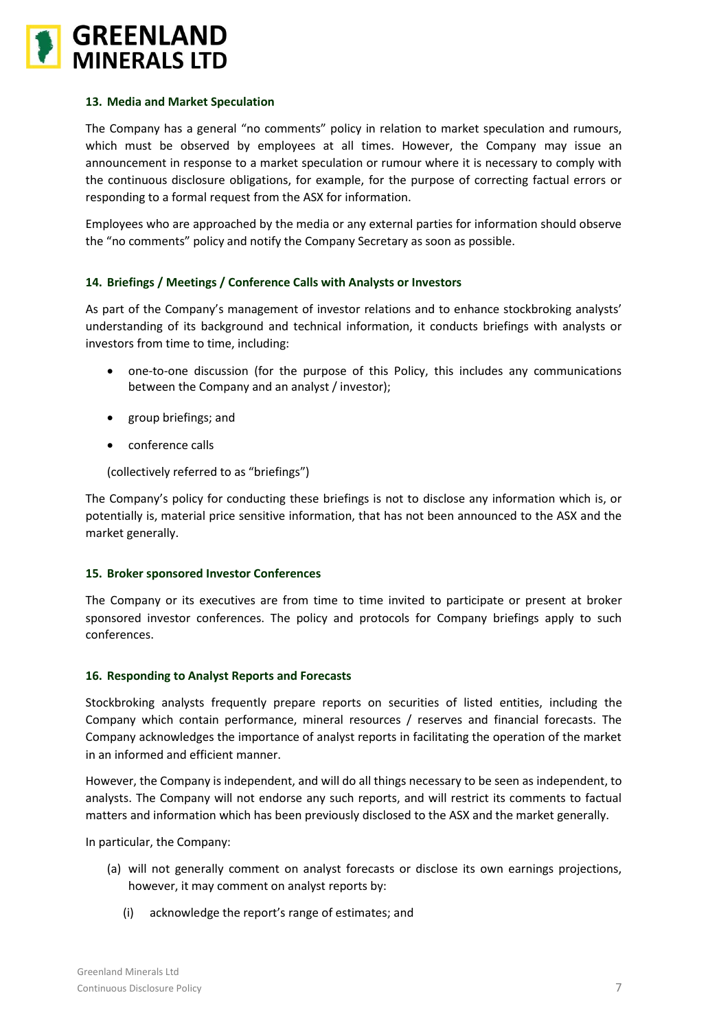### 13. Media and Market Speculation

The Company has a general "no comments" policy in relation to market speculation and rumours, which must be observed by employees at all times. However, the Company may issue an announcement in response to a market speculation or rumour where it is necessary to comply with the continuous disclosure obligations, for example, for the purpose of correcting factual errors or responding to a formal request from the ASX for information.

Employees who are approached by the media or any external parties for information should observe the "no comments" policy and notify the Company Secretary as soon as possible.

### 14. Briefings / Meetings / Conference Calls with Analysts or Investors

As part of the Company's management of investor relations and to enhance stockbroking analysts' understanding of its background and technical information, it conducts briefings with analysts or investors from time to time, including:

- one-to-one discussion (for the purpose of this Policy, this includes any communications between the Company and an analyst / investor);
- group briefings; and
- conference calls

(collectively referred to as "briefings")

The Company's policy for conducting these briefings is not to disclose any information which is, or potentially is, material price sensitive information, that has not been announced to the ASX and the market generally.

### 15. Broker sponsored Investor Conferences

The Company or its executives are from time to time invited to participate or present at broker sponsored investor conferences. The policy and protocols for Company briefings apply to such conferences.

### 16. Responding to Analyst Reports and Forecasts

Stockbroking analysts frequently prepare reports on securities of listed entities, including the Company which contain performance, mineral resources / reserves and financial forecasts. The Company acknowledges the importance of analyst reports in facilitating the operation of the market in an informed and efficient manner.

However, the Company is independent, and will do all things necessary to be seen as independent, to analysts. The Company will not endorse any such reports, and will restrict its comments to factual matters and information which has been previously disclosed to the ASX and the market generally.

In particular, the Company:

(a) will not generally comment on analyst forecasts or disclose its own earnings projections, however, it may comment on analyst reports by:

   (i) acknowledge the report's range of estimates; and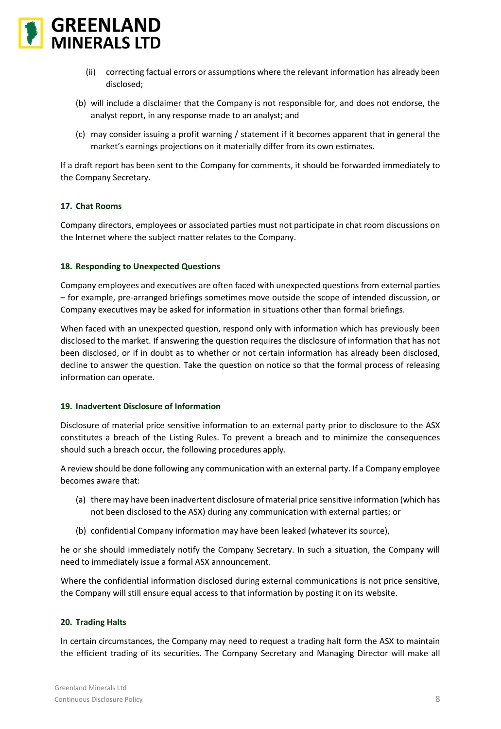(ii) correcting factual errors or assumptions where the relevant information has already been disclosed;

(b) will include a disclaimer that the Company is not responsible for, and does not endorse, the analyst report, in any response made to an analyst; and

(c) may consider issuing a profit warning / statement if it becomes apparent that in general the market's earnings projections on it materially differ from its own estimates.

If a draft report has been sent to the Company for comments, it should be forwarded immediately to the Company Secretary.

### 17. Chat Rooms

Company directors, employees or associated parties must not participate in chat room discussions on the Internet where the subject matter relates to the Company.

### 18. Responding to Unexpected Questions

Company employees and executives are often faced with unexpected questions from external parties – for example, pre-arranged briefings sometimes move outside the scope of intended discussion, or Company executives may be asked for information in situations other than formal briefings.

When faced with an unexpected question, respond only with information which has previously been disclosed to the market. If answering the question requires the disclosure of information that has not been disclosed, or if in doubt as to whether or not certain information has already been disclosed, decline to answer the question. Take the question on notice so that the formal process of releasing information can operate.

### 19. Inadvertent Disclosure of Information

Disclosure of material price sensitive information to an external party prior to disclosure to the ASX constitutes a breach of the Listing Rules. To prevent a breach and to minimize the consequences should such a breach occur, the following procedures apply.

A review should be done following any communication with an external party. If a Company employee becomes aware that:

(a) there may have been inadvertent disclosure of material price sensitive information (which has not been disclosed to the ASX) during any communication with external parties; or

(b) confidential Company information may have been leaked (whatever its source),

he or she should immediately notify the Company Secretary. In such a situation, the Company will need to immediately issue a formal ASX announcement.

Where the confidential information disclosed during external communications is not price sensitive, the Company will still ensure equal access to that information by posting it on its website.

### 20. Trading Halts

In certain circumstances, the Company may need to request a trading halt form the ASX to maintain the efficient trading of its securities. The Company Secretary and Managing Director will make all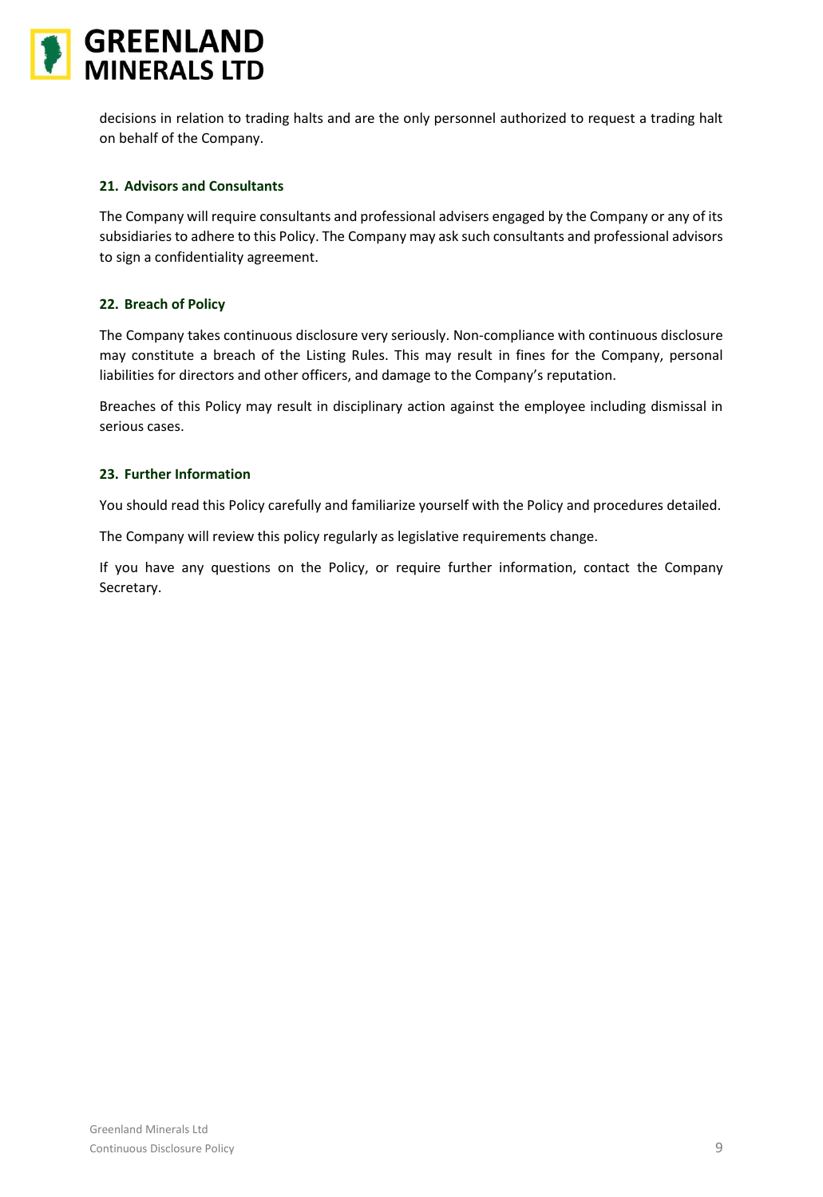decisions in relation to trading halts and are the only personnel authorized to request a trading halt on behalf of the Company.

### 21. Advisors and Consultants

The Company will require consultants and professional advisers engaged by the Company or any of its subsidiaries to adhere to this Policy. The Company may ask such consultants and professional advisors to sign a confidentiality agreement.

### 22. Breach of Policy

The Company takes continuous disclosure very seriously. Non-compliance with continuous disclosure may constitute a breach of the Listing Rules. This may result in fines for the Company, personal liabilities for directors and other officers, and damage to the Company's reputation.

Breaches of this Policy may result in disciplinary action against the employee including dismissal in serious cases.

### 23. Further Information

You should read this Policy carefully and familiarize yourself with the Policy and procedures detailed.

The Company will review this policy regularly as legislative requirements change.

If you have any questions on the Policy, or require further information, contact the Company Secretary.